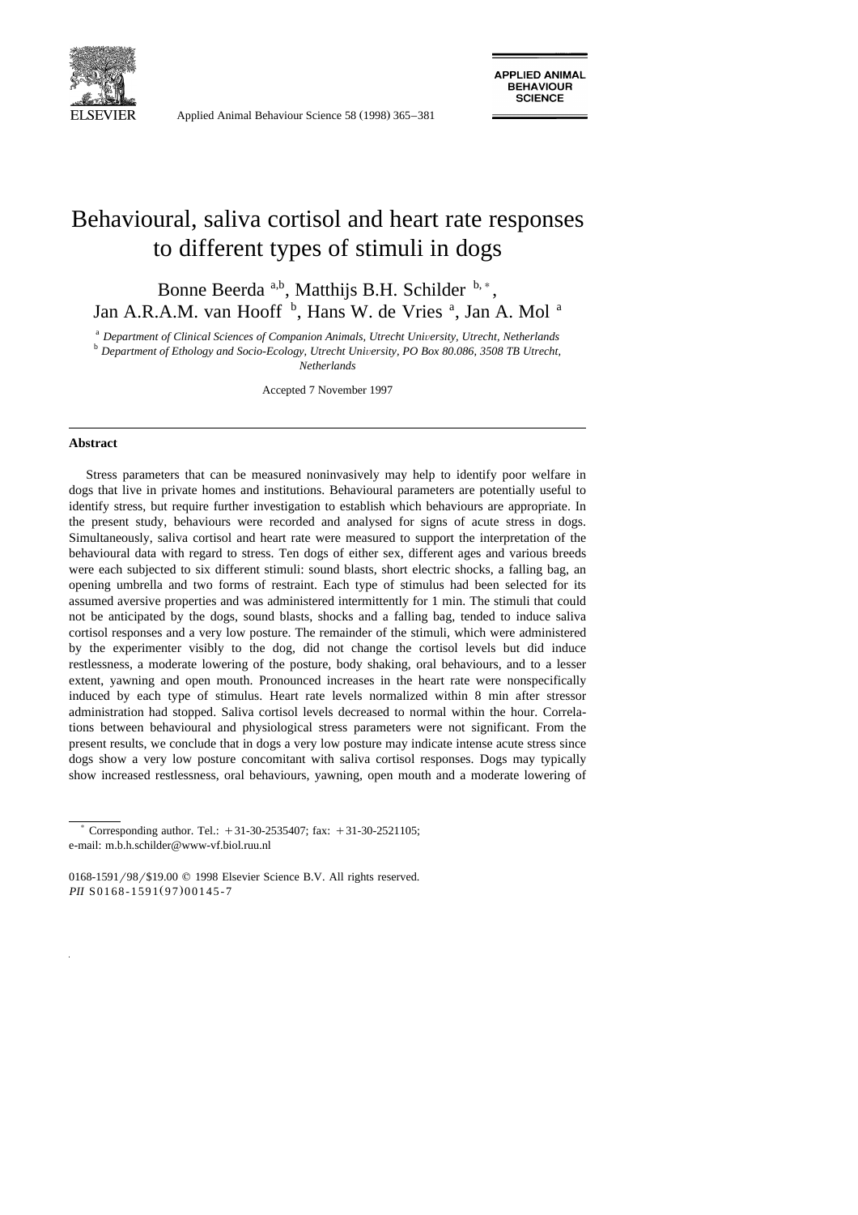# Behavioural, saliva cortisol and heart rate responses to different types of stimuli in dogs

Bonne Beerda [a,b], Matthijs B.H. Schilder [b,*], Jan A.R.A.M. van Hooff [b], Hans W. de Vries [a], Jan A. Mol [a]

[a] *Department of Clinical Sciences of Companion Animals, Utrecht University, Utrecht, Netherlands*
[b] *Department of Ethology and Socio-Ecology, Utrecht University, PO Box 80.086, 3508 TB Utrecht, Netherlands*

Accepted 7 November 1997

## Abstract

Stress parameters that can be measured noninvasively may help to identify poor welfare in dogs that live in private homes and institutions. Behavioural parameters are potentially useful to identify stress, but require further investigation to establish which behaviours are appropriate. In the present study, behaviours were recorded and analysed for signs of acute stress in dogs. Simultaneously, saliva cortisol and heart rate were measured to support the interpretation of the behavioural data with regard to stress. Ten dogs of either sex, different ages and various breeds were each subjected to six different stimuli: sound blasts, short electric shocks, a falling bag, an opening umbrella and two forms of restraint. Each type of stimulus had been selected for its assumed aversive properties and was administered intermittently for 1 min. The stimuli that could not be anticipated by the dogs, sound blasts, shocks and a falling bag, tended to induce saliva cortisol responses and a very low posture. The remainder of the stimuli, which were administered by the experimenter visibly to the dog, did not change the cortisol levels but did induce restlessness, a moderate lowering of the posture, body shaking, oral behaviours, and to a lesser extent, yawning and open mouth. Pronounced increases in the heart rate were nonspecifically induced by each type of stimulus. Heart rate levels normalized within 8 min after stressor administration had stopped. Saliva cortisol levels decreased to normal within the hour. Correlations between behavioural and physiological stress parameters were not significant. From the present results, we conclude that in dogs a very low posture may indicate intense acute stress since dogs show a very low posture concomitant with saliva cortisol responses. Dogs may typically show increased restlessness, oral behaviours, yawning, open mouth and a moderate lowering of

---

[*] Corresponding author. Tel.: +31-30-2535407; fax: +31-30-2521105; e-mail: m.b.h.schilder@www-vf.biol.ruu.nl

0168-1591/98/$19.00 © 1998 Elsevier Science B.V. All rights reserved.
*PII* S0168-1591(97)00145-7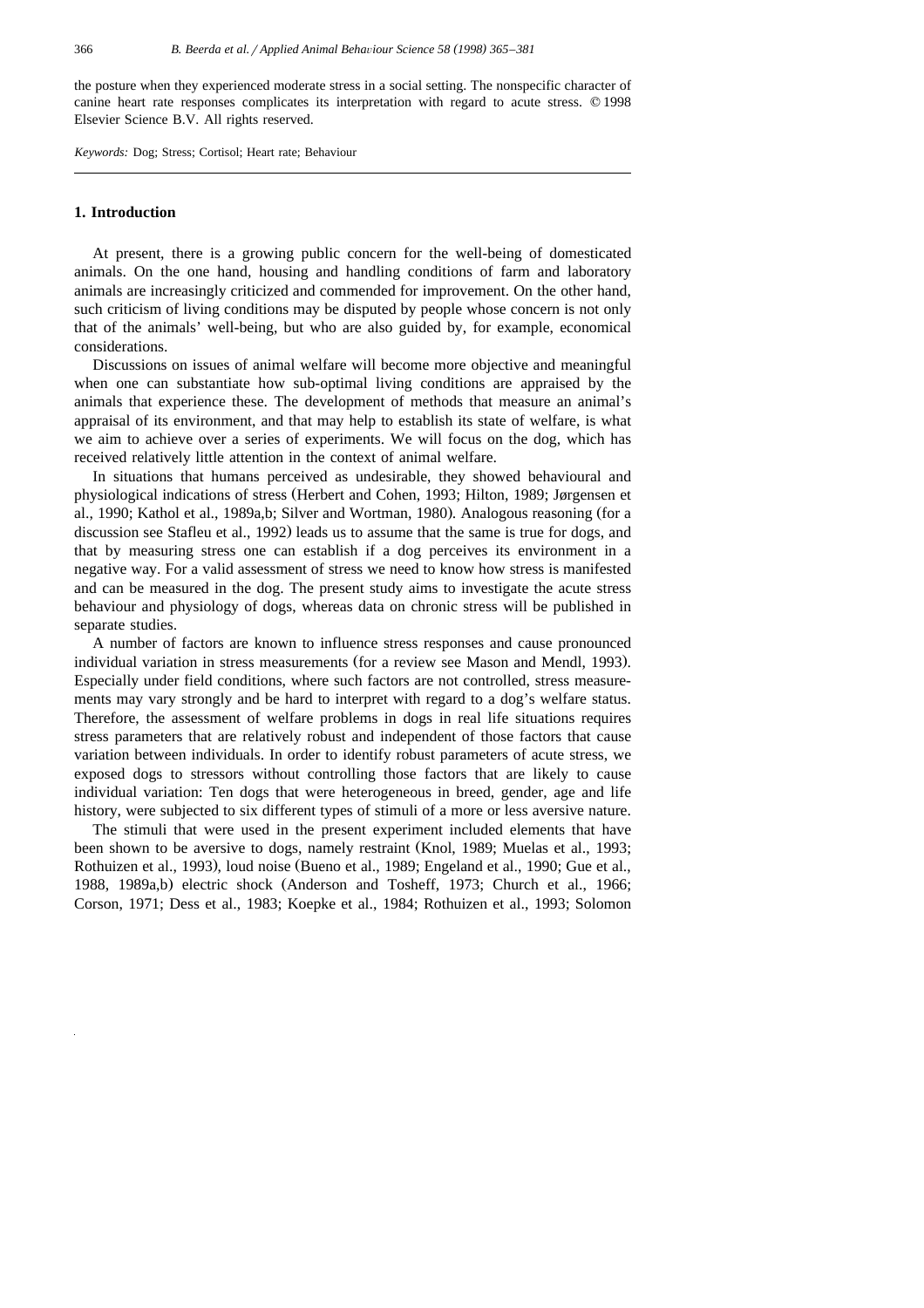the posture when they experienced moderate stress in a social setting. The nonspecific character of canine heart rate responses complicates its interpretation with regard to acute stress. © 1998 Elsevier Science B.V. All rights reserved.

*Keywords:* Dog; Stress; Cortisol; Heart rate; Behaviour

## 1. Introduction

At present, there is a growing public concern for the well-being of domesticated animals. On the one hand, housing and handling conditions of farm and laboratory animals are increasingly criticized and commended for improvement. On the other hand, such criticism of living conditions may be disputed by people whose concern is not only that of the animals' well-being, but who are also guided by, for example, economical considerations.

Discussions on issues of animal welfare will become more objective and meaningful when one can substantiate how sub-optimal living conditions are appraised by the animals that experience these. The development of methods that measure an animal's appraisal of its environment, and that may help to establish its state of welfare, is what we aim to achieve over a series of experiments. We will focus on the dog, which has received relatively little attention in the context of animal welfare.

In situations that humans perceived as undesirable, they showed behavioural and physiological indications of stress (Herbert and Cohen, 1993; Hilton, 1989; Jørgensen et al., 1990; Kathol et al., 1989a,b; Silver and Wortman, 1980). Analogous reasoning (for a discussion see Stafleu et al., 1992) leads us to assume that the same is true for dogs, and that by measuring stress one can establish if a dog perceives its environment in a negative way. For a valid assessment of stress we need to know how stress is manifested and can be measured in the dog. The present study aims to investigate the acute stress behaviour and physiology of dogs, whereas data on chronic stress will be published in separate studies.

A number of factors are known to influence stress responses and cause pronounced individual variation in stress measurements (for a review see Mason and Mendl, 1993). Especially under field conditions, where such factors are not controlled, stress measurements may vary strongly and be hard to interpret with regard to a dog's welfare status. Therefore, the assessment of welfare problems in dogs in real life situations requires stress parameters that are relatively robust and independent of those factors that cause variation between individuals. In order to identify robust parameters of acute stress, we exposed dogs to stressors without controlling those factors that are likely to cause individual variation: Ten dogs that were heterogeneous in breed, gender, age and life history, were subjected to six different types of stimuli of a more or less aversive nature.

The stimuli that were used in the present experiment included elements that have been shown to be aversive to dogs, namely restraint (Knol, 1989; Muelas et al., 1993; Rothuizen et al., 1993), loud noise (Bueno et al., 1989; Engeland et al., 1990; Gue et al., 1988, 1989a,b) electric shock (Anderson and Tosheff, 1973; Church et al., 1966; Corson, 1971; Dess et al., 1983; Koepke et al., 1984; Rothuizen et al., 1993; Solomon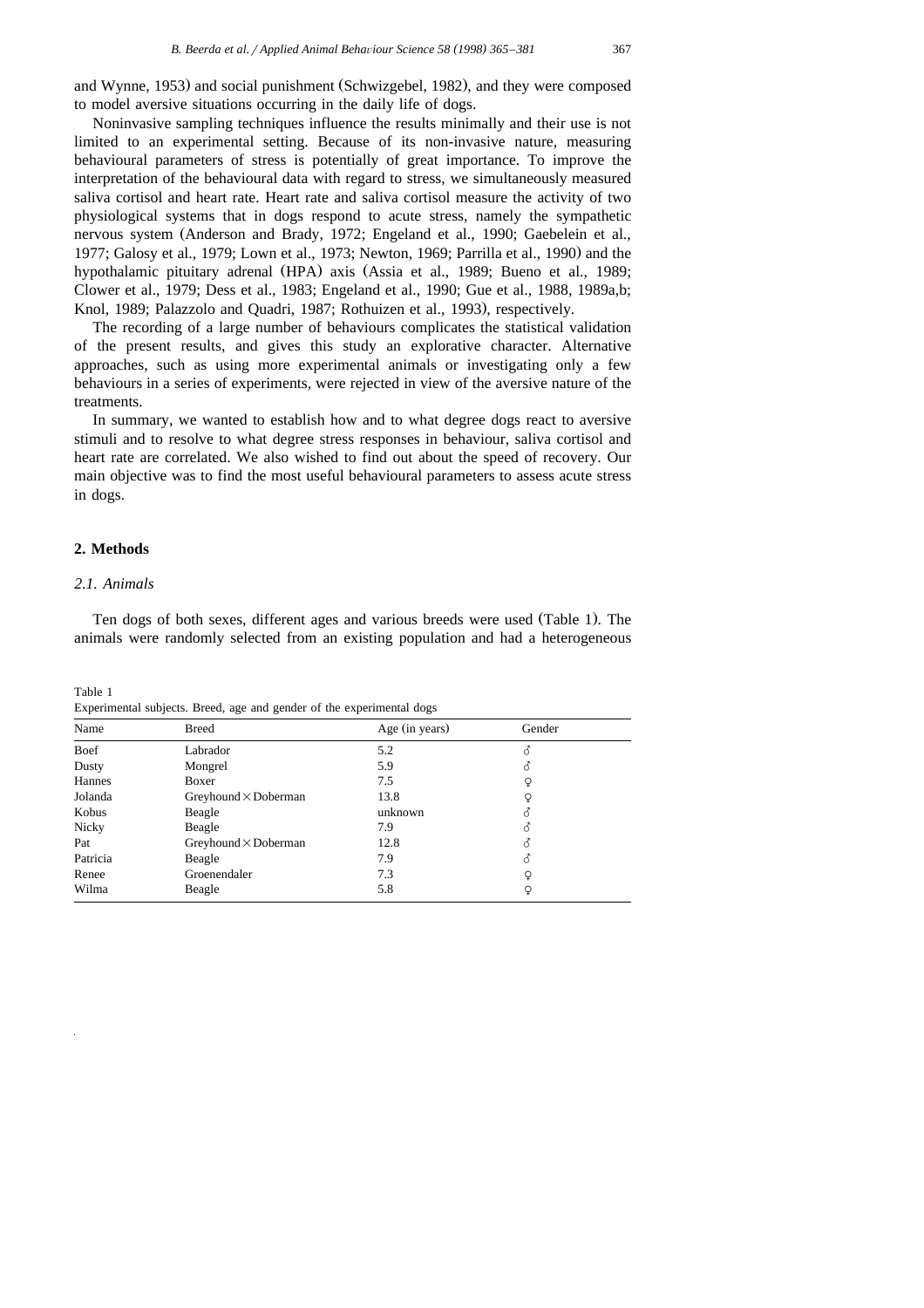and Wynne, 1953) and social punishment (Schwizgebel, 1982), and they were composed to model aversive situations occurring in the daily life of dogs.

Noninvasive sampling techniques influence the results minimally and their use is not limited to an experimental setting. Because of its non-invasive nature, measuring behavioural parameters of stress is potentially of great importance. To improve the interpretation of the behavioural data with regard to stress, we simultaneously measured saliva cortisol and heart rate. Heart rate and saliva cortisol measure the activity of two physiological systems that in dogs respond to acute stress, namely the sympathetic nervous system (Anderson and Brady, 1972; Engeland et al., 1990; Gaebelein et al., 1977; Galosy et al., 1979; Lown et al., 1973; Newton, 1969; Parrilla et al., 1990) and the hypothalamic pituitary adrenal (HPA) axis (Assia et al., 1989; Bueno et al., 1989; Clower et al., 1979; Dess et al., 1983; Engeland et al., 1990; Gue et al., 1988, 1989a,b; Knol, 1989; Palazzolo and Quadri, 1987; Rothuizen et al., 1993), respectively.

The recording of a large number of behaviours complicates the statistical validation of the present results, and gives this study an explorative character. Alternative approaches, such as using more experimental animals or investigating only a few behaviours in a series of experiments, were rejected in view of the aversive nature of the treatments.

In summary, we wanted to establish how and to what degree dogs react to aversive stimuli and to resolve to what degree stress responses in behaviour, saliva cortisol and heart rate are correlated. We also wished to find out about the speed of recovery. Our main objective was to find the most useful behavioural parameters to assess acute stress in dogs.

## 2. Methods

### *2.1. Animals*

Ten dogs of both sexes, different ages and various breeds were used (Table 1). The animals were randomly selected from an existing population and had a heterogeneous

Table 1
Experimental subjects. Breed, age and gender of the experimental dogs

| Name | Breed | Age (in years) | Gender |
|---|---|---|---|
| Boef | Labrador | 5.2 | ♂ |
| Dusty | Mongrel | 5.9 | ♂ |
| Hannes | Boxer | 7.5 | ♀ |
| Jolanda | Greyhound × Doberman | 13.8 | ♀ |
| Kobus | Beagle | unknown | ♂ |
| Nicky | Beagle | 7.9 | ♂ |
| Pat | Greyhound × Doberman | 12.8 | ♂ |
| Patricia | Beagle | 7.9 | ♂ |
| Renee | Groenendaler | 7.3 | ♀ |
| Wilma | Beagle | 5.8 | ♀ |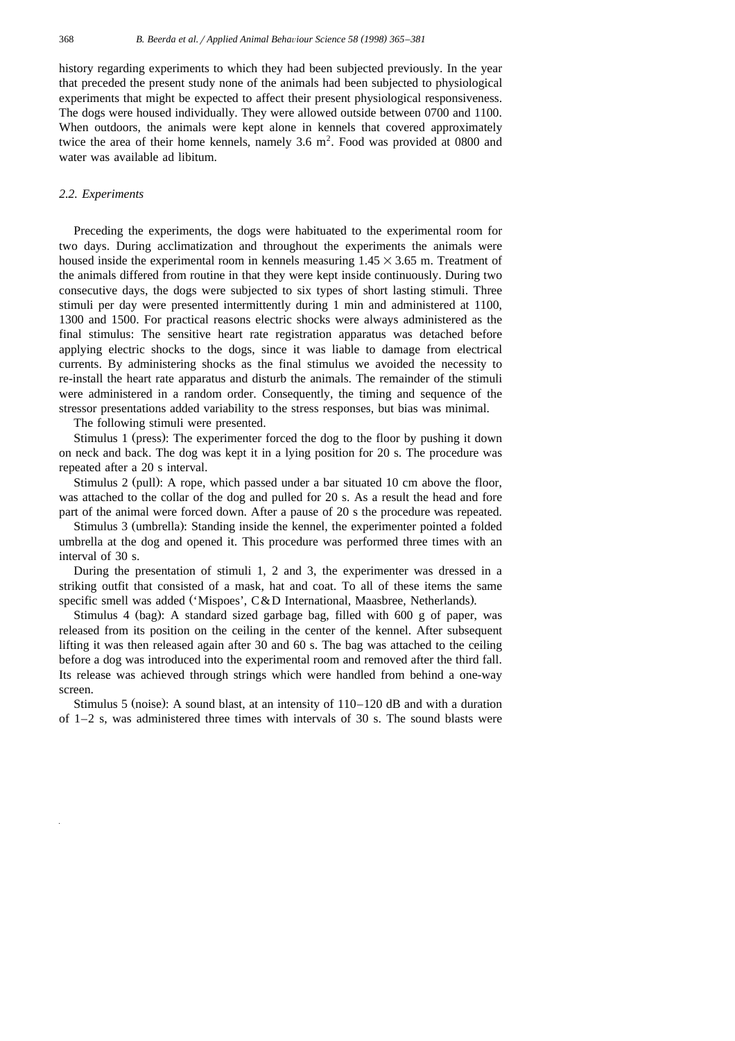history regarding experiments to which they had been subjected previously. In the year that preceded the present study none of the animals had been subjected to physiological experiments that might be expected to affect their present physiological responsiveness. The dogs were housed individually. They were allowed outside between 0700 and 1100. When outdoors, the animals were kept alone in kennels that covered approximately twice the area of their home kennels, namely 3.6 $m^2$. Food was provided at 0800 and water was available ad libitum.

### *2.2. Experiments*

Preceding the experiments, the dogs were habituated to the experimental room for two days. During acclimatization and throughout the experiments the animals were housed inside the experimental room in kennels measuring $1.45 \times 3.65$ m. Treatment of the animals differed from routine in that they were kept inside continuously. During two consecutive days, the dogs were subjected to six types of short lasting stimuli. Three stimuli per day were presented intermittently during 1 min and administered at 1100, 1300 and 1500. For practical reasons electric shocks were always administered as the final stimulus: The sensitive heart rate registration apparatus was detached before applying electric shocks to the dogs, since it was liable to damage from electrical currents. By administering shocks as the final stimulus we avoided the necessity to re-install the heart rate apparatus and disturb the animals. The remainder of the stimuli were administered in a random order. Consequently, the timing and sequence of the stressor presentations added variability to the stress responses, but bias was minimal.

The following stimuli were presented.

Stimulus 1 (press): The experimenter forced the dog to the floor by pushing it down on neck and back. The dog was kept it in a lying position for 20 s. The procedure was repeated after a 20 s interval.

Stimulus 2 (pull): A rope, which passed under a bar situated 10 cm above the floor, was attached to the collar of the dog and pulled for 20 s. As a result the head and fore part of the animal were forced down. After a pause of 20 s the procedure was repeated.

Stimulus 3 (umbrella): Standing inside the kennel, the experimenter pointed a folded umbrella at the dog and opened it. This procedure was performed three times with an interval of 30 s.

During the presentation of stimuli 1, 2 and 3, the experimenter was dressed in a striking outfit that consisted of a mask, hat and coat. To all of these items the same specific smell was added ('Mispoes', C&D International, Maasbree, Netherlands).

Stimulus 4 (bag): A standard sized garbage bag, filled with 600 g of paper, was released from its position on the ceiling in the center of the kennel. After subsequent lifting it was then released again after 30 and 60 s. The bag was attached to the ceiling before a dog was introduced into the experimental room and removed after the third fall. Its release was achieved through strings which were handled from behind a one-way screen.

Stimulus 5 (noise): A sound blast, at an intensity of 110–120 dB and with a duration of 1–2 s, was administered three times with intervals of 30 s. The sound blasts were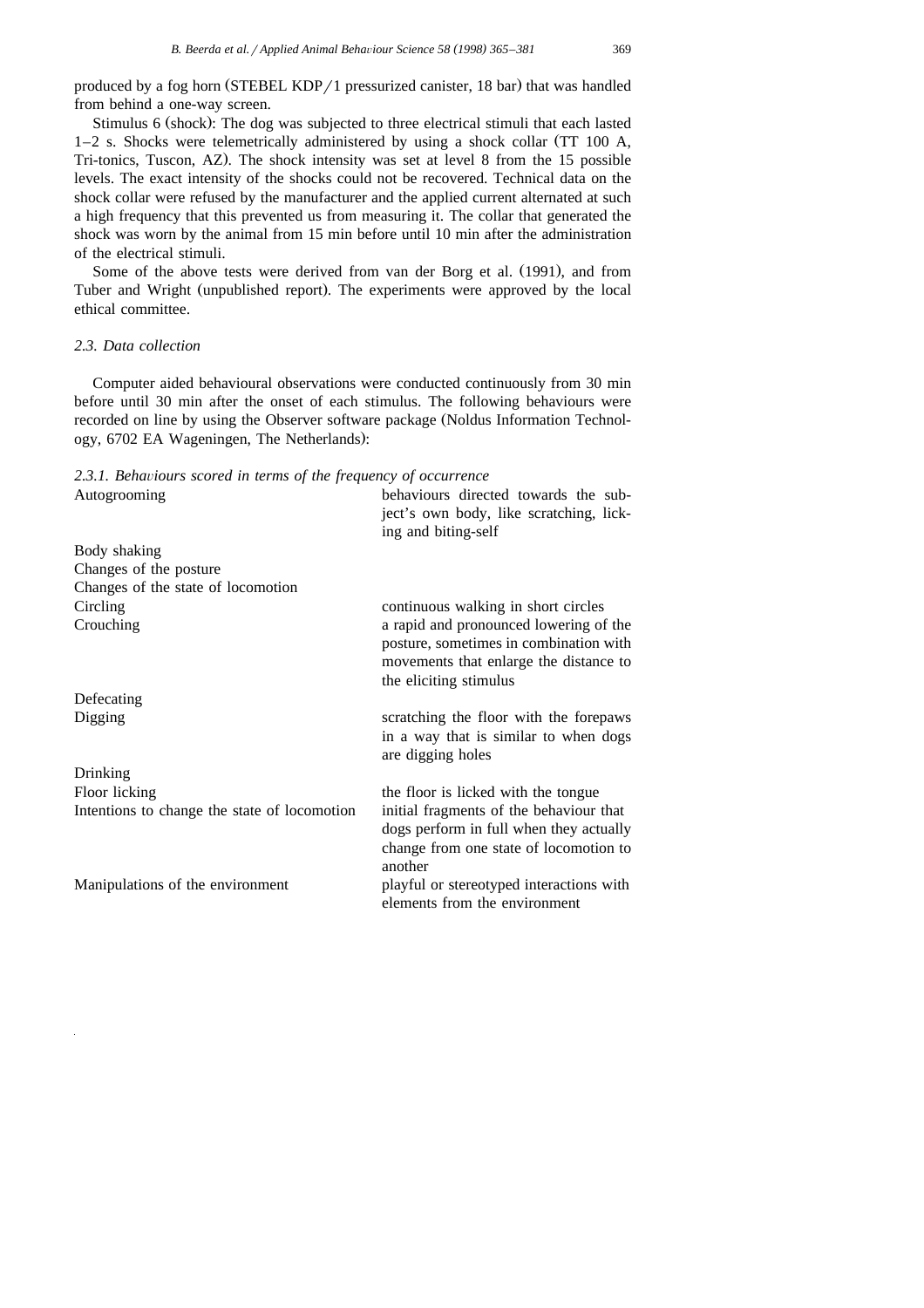produced by a fog horn (STEBEL KDP/1 pressurized canister, 18 bar) that was handled from behind a one-way screen.

Stimulus 6 (shock): The dog was subjected to three electrical stimuli that each lasted 1–2 s. Shocks were telemetrically administered by using a shock collar (TT 100 A, Tri-tonics, Tuscon, AZ). The shock intensity was set at level 8 from the 15 possible levels. The exact intensity of the shocks could not be recovered. Technical data on the shock collar were refused by the manufacturer and the applied current alternated at such a high frequency that this prevented us from measuring it. The collar that generated the shock was worn by the animal from 15 min before until 10 min after the administration of the electrical stimuli.

Some of the above tests were derived from van der Borg et al. (1991), and from Tuber and Wright (unpublished report). The experiments were approved by the local ethical committee.

### *2.3. Data collection*

Computer aided behavioural observations were conducted continuously from 30 min before until 30 min after the onset of each stimulus. The following behaviours were recorded on line by using the Observer software package (Noldus Information Technology, 6702 EA Wageningen, The Netherlands):

#### *2.3.1. Behaviours scored in terms of the frequency of occurrence*

| | |
|---|---|
| Autogrooming | behaviours directed towards the subject's own body, like scratching, licking and biting-self |
| Body shaking | |
| Changes of the posture | |
| Changes of the state of locomotion | |
| Circling | continuous walking in short circles |
| Crouching | a rapid and pronounced lowering of the posture, sometimes in combination with movements that enlarge the distance to the eliciting stimulus |
| Defecating | |
| Digging | scratching the floor with the forepaws in a way that is similar to when dogs are digging holes |
| Drinking | |
| Floor licking | the floor is licked with the tongue |
| Intentions to change the state of locomotion | initial fragments of the behaviour that dogs perform in full when they actually change from one state of locomotion to another |
| Manipulations of the environment | playful or stereotyped interactions with elements from the environment |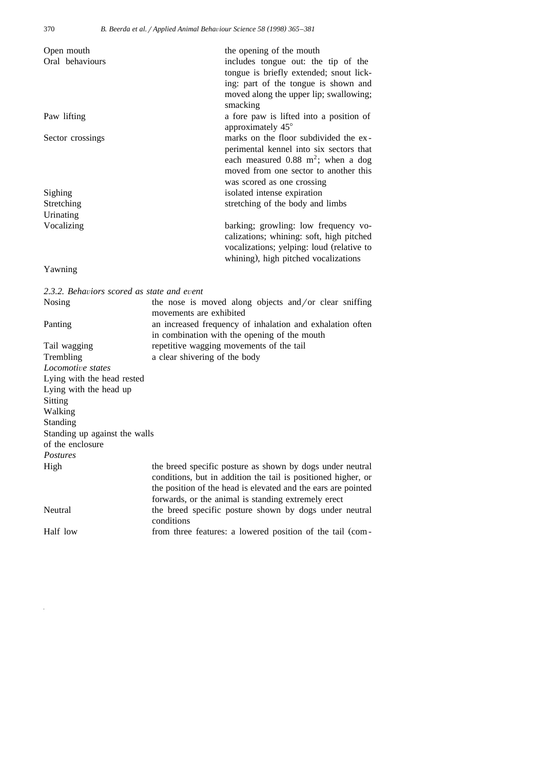| | |
|---|---|
| Open mouth | the opening of the mouth |
| Oral behaviours | includes tongue out: the tip of the tongue is briefly extended; snout licking: part of the tongue is shown and moved along the upper lip; swallowing; smacking |
| Paw lifting | a fore paw is lifted into a position of approximately 45° |
| Sector crossings | marks on the floor subdivided the experimental kennel into six sectors that each measured 0.88 $m^2$; when a dog moved from one sector to another this was scored as one crossing |
| Sighing | isolated intense expiration |
| Stretching | stretching of the body and limbs |
| Urinating | |
| Vocalizing | barking; growling: low frequency vocalizations; whining: soft, high pitched vocalizations; yelping: loud (relative to whining), high pitched vocalizations |
| Yawning | |

*2.3.2. Behaviors scored as state and event*

| | |
|---|---|
| Nosing | the nose is moved along objects and/or clear sniffing movements are exhibited |
| Panting | an increased frequency of inhalation and exhalation often in combination with the opening of the mouth |
| Tail wagging | repetitive wagging movements of the tail |
| Trembling | a clear shivering of the body |

*Locomotive states*

- Lying with the head rested
- Lying with the head up
- Sitting
- Walking
- Standing
- Standing up against the walls of the enclosure

*Postures*

| | |
|---|---|
| High | the breed specific posture as shown by dogs under neutral conditions, but in addition the tail is positioned higher, or the position of the head is elevated and the ears are pointed forwards, or the animal is standing extremely erect |
| Neutral | the breed specific posture shown by dogs under neutral conditions |
| Half low | from three features: a lowered position of the tail (com- |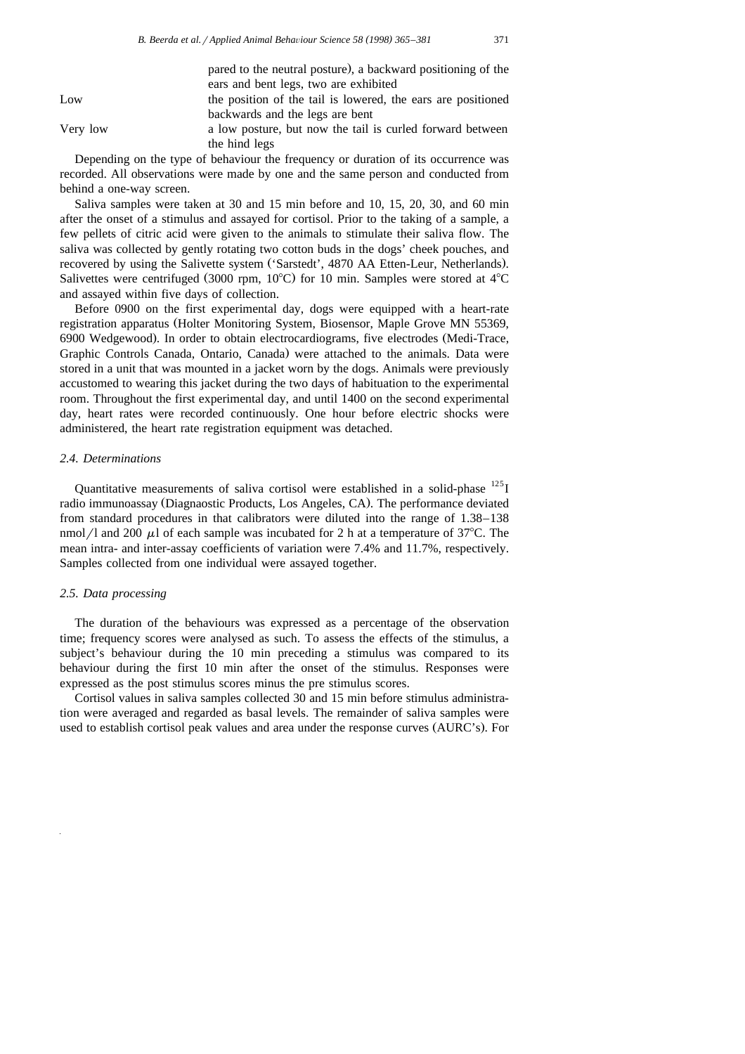| | |
|---|---|
| | pared to the neutral posture), a backward positioning of the ears and bent legs, two are exhibited |
| Low | the position of the tail is lowered, the ears are positioned backwards and the legs are bent |
| Very low | a low posture, but now the tail is curled forward between the hind legs |

Depending on the type of behaviour the frequency or duration of its occurrence was recorded. All observations were made by one and the same person and conducted from behind a one-way screen.

Saliva samples were taken at 30 and 15 min before and 10, 15, 20, 30, and 60 min after the onset of a stimulus and assayed for cortisol. Prior to the taking of a sample, a few pellets of citric acid were given to the animals to stimulate their saliva flow. The saliva was collected by gently rotating two cotton buds in the dogs' cheek pouches, and recovered by using the Salivette system ('Sarstedt', 4870 AA Etten-Leur, Netherlands). Salivettes were centrifuged (3000 rpm, 10°C) for 10 min. Samples were stored at 4°C and assayed within five days of collection.

Before 0900 on the first experimental day, dogs were equipped with a heart-rate registration apparatus (Holter Monitoring System, Biosensor, Maple Grove MN 55369, 6900 Wedgewood). In order to obtain electrocardiograms, five electrodes (Medi-Trace, Graphic Controls Canada, Ontario, Canada) were attached to the animals. Data were stored in a unit that was mounted in a jacket worn by the dogs. Animals were previously accustomed to wearing this jacket during the two days of habituation to the experimental room. Throughout the first experimental day, and until 1400 on the second experimental day, heart rates were recorded continuously. One hour before electric shocks were administered, the heart rate registration equipment was detached.

### 2.4. Determinations

Quantitative measurements of saliva cortisol were established in a solid-phase $^{125}$I radio immunoassay (Diagnaostic Products, Los Angeles, CA). The performance deviated from standard procedures in that calibrators were diluted into the range of 1.38–138 nmol/l and 200 $\mu$l of each sample was incubated for 2 h at a temperature of 37°C. The mean intra- and inter-assay coefficients of variation were 7.4% and 11.7%, respectively. Samples collected from one individual were assayed together.

### 2.5. Data processing

The duration of the behaviours was expressed as a percentage of the observation time; frequency scores were analysed as such. To assess the effects of the stimulus, a subject's behaviour during the 10 min preceding a stimulus was compared to its behaviour during the first 10 min after the onset of the stimulus. Responses were expressed as the post stimulus scores minus the pre stimulus scores.

Cortisol values in saliva samples collected 30 and 15 min before stimulus administration were averaged and regarded as basal levels. The remainder of saliva samples were used to establish cortisol peak values and area under the response curves (AURC's). For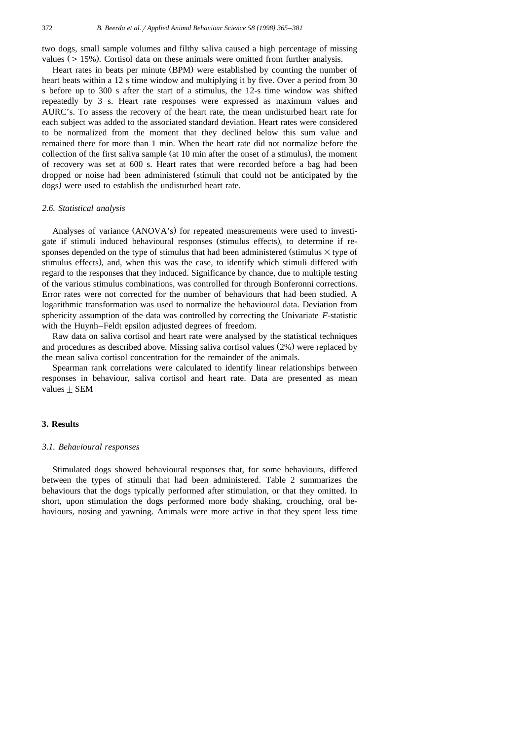two dogs, small sample volumes and filthy saliva caused a high percentage of missing values ($\geq 15\%$). Cortisol data on these animals were omitted from further analysis.

Heart rates in beats per minute (BPM) were established by counting the number of heart beats within a 12 s time window and multiplying it by five. Over a period from 30 s before up to 300 s after the start of a stimulus, the 12-s time window was shifted repeatedly by 3 s. Heart rate responses were expressed as maximum values and AURC's. To assess the recovery of the heart rate, the mean undisturbed heart rate for each subject was added to the associated standard deviation. Heart rates were considered to be normalized from the moment that they declined below this sum value and remained there for more than 1 min. When the heart rate did not normalize before the collection of the first saliva sample (at 10 min after the onset of a stimulus), the moment of recovery was set at 600 s. Heart rates that were recorded before a bag had been dropped or noise had been administered (stimuli that could not be anticipated by the dogs) were used to establish the undisturbed heart rate.

### 2.6. Statistical analysis

Analyses of variance (ANOVA's) for repeated measurements were used to investigate if stimuli induced behavioural responses (stimulus effects), to determine if responses depended on the type of stimulus that had been administered (stimulus $\times$ type of stimulus effects), and, when this was the case, to identify which stimuli differed with regard to the responses that they induced. Significance by chance, due to multiple testing of the various stimulus combinations, was controlled for through Bonferonni corrections. Error rates were not corrected for the number of behaviours that had been studied. A logarithmic transformation was used to normalize the behavioural data. Deviation from sphericity assumption of the data was controlled by correcting the Univariate $F$-statistic with the Huynh–Feldt epsilon adjusted degrees of freedom.

Raw data on saliva cortisol and heart rate were analysed by the statistical techniques and procedures as described above. Missing saliva cortisol values (2%) were replaced by the mean saliva cortisol concentration for the remainder of the animals.

Spearman rank correlations were calculated to identify linear relationships between responses in behaviour, saliva cortisol and heart rate. Data are presented as mean values $\pm$ SEM

## 3. Results

### 3.1. Behavioural responses

Stimulated dogs showed behavioural responses that, for some behaviours, differed between the types of stimuli that had been administered. Table 2 summarizes the behaviours that the dogs typically performed after stimulation, or that they omitted. In short, upon stimulation the dogs performed more body shaking, crouching, oral behaviours, nosing and yawning. Animals were more active in that they spent less time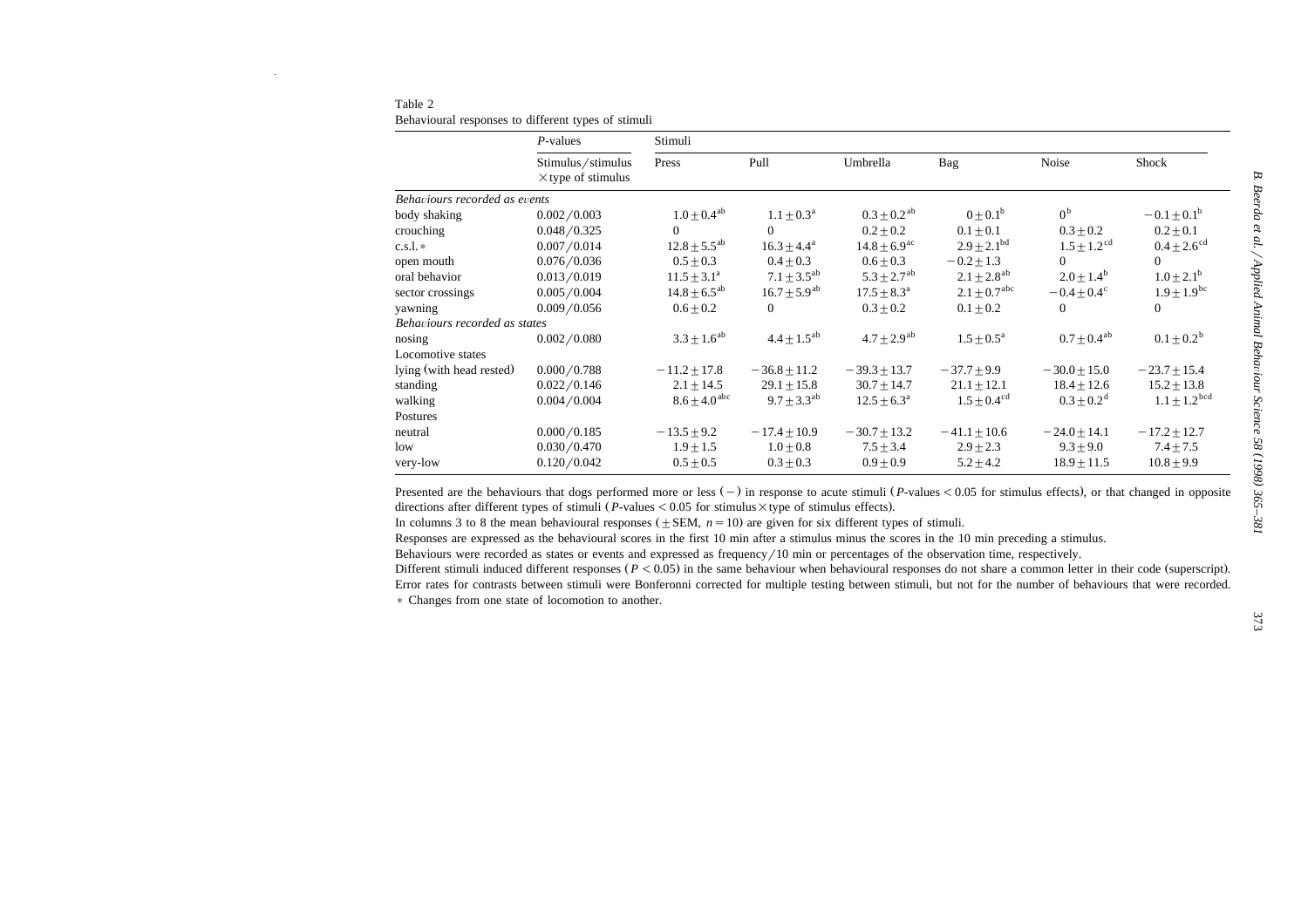Table 2
Behavioural responses to different types of stimuli

| | *P*-values | Stimuli | | | | | |
|---|---|---|---|---|---|---|---|
| | Stimulus/stimulus ×type of stimulus | Press | Pull | Umbrella | Bag | Noise | Shock |
| *Behaviours recorded as events* | | | | | | | |
| body shaking | 0.002/0.003 | $1.0 \pm 0.4^{ab}$ | $1.1 \pm 0.3^{a}$ | $0.3 \pm 0.2^{ab}$ | $0 \pm 0.1^{b}$ | $0^{b}$ | $-0.1 \pm 0.1^{b}$ |
| crouching | 0.048/0.325 | 0 | 0 | $0.2 \pm 0.2$ | $0.1 \pm 0.1$ | $0.3 \pm 0.2$ | $0.2 \pm 0.1$ |
| c.s.l. * | 0.007/0.014 | $12.8 \pm 5.5^{ab}$ | $16.3 \pm 4.4^{a}$ | $14.8 \pm 6.9^{ac}$ | $2.9 \pm 2.1^{bd}$ | $1.5 \pm 1.2^{cd}$ | $0.4 \pm 2.6^{cd}$ |
| open mouth | 0.076/0.036 | $0.5 \pm 0.3$ | $0.4 \pm 0.3$ | $0.6 \pm 0.3$ | $-0.2 \pm 1.3$ | 0 | 0 |
| oral behavior | 0.013/0.019 | $11.5 \pm 3.1^{a}$ | $7.1 \pm 3.5^{ab}$ | $5.3 \pm 2.7^{ab}$ | $2.1 \pm 2.8^{ab}$ | $2.0 \pm 1.4^{b}$ | $1.0 \pm 2.1^{b}$ |
| sector crossings | 0.005/0.004 | $14.8 \pm 6.5^{ab}$ | $16.7 \pm 5.9^{ab}$ | $17.5 \pm 8.3^{a}$ | $2.1 \pm 0.7^{abc}$ | $-0.4 \pm 0.4^{c}$ | $1.9 \pm 1.9^{bc}$ |
| yawning | 0.009/0.056 | $0.6 \pm 0.2$ | 0 | $0.3 \pm 0.2$ | $0.1 \pm 0.2$ | 0 | 0 |
| *Behaviours recorded as states* | | | | | | | |
| nosing | 0.002/0.080 | $3.3 \pm 1.6^{ab}$ | $4.4 \pm 1.5^{ab}$ | $4.7 \pm 2.9^{ab}$ | $1.5 \pm 0.5^{a}$ | $0.7 \pm 0.4^{ab}$ | $0.1 \pm 0.2^{b}$ |
| Locomotive states | | | | | | | |
| lying (with head rested) | 0.000/0.788 | $-11.2 \pm 17.8$ | $-36.8 \pm 11.2$ | $-39.3 \pm 13.7$ | $-37.7 \pm 9.9$ | $-30.0 \pm 15.0$ | $-23.7 \pm 15.4$ |
| standing | 0.022/0.146 | $2.1 \pm 14.5$ | $29.1 \pm 15.8$ | $30.7 \pm 14.7$ | $21.1 \pm 12.1$ | $18.4 \pm 12.6$ | $15.2 \pm 13.8$ |
| walking | 0.004/0.004 | $8.6 \pm 4.0^{abc}$ | $9.7 \pm 3.3^{ab}$ | $12.5 \pm 6.3^{a}$ | $1.5 \pm 0.4^{cd}$ | $0.3 \pm 0.2^{d}$ | $1.1 \pm 1.2^{bcd}$ |
| Postures | | | | | | | |
| neutral | 0.000/0.185 | $-13.5 \pm 9.2$ | $-17.4 \pm 10.9$ | $-30.7 \pm 13.2$ | $-41.1 \pm 10.6$ | $-24.0 \pm 14.1$ | $-17.2 \pm 12.7$ |
| low | 0.030/0.470 | $1.9 \pm 1.5$ | $1.0 \pm 0.8$ | $7.5 \pm 3.4$ | $2.9 \pm 2.3$ | $9.3 \pm 9.0$ | $7.4 \pm 7.5$ |
| very-low | 0.120/0.042 | $0.5 \pm 0.5$ | $0.3 \pm 0.3$ | $0.9 \pm 0.9$ | $5.2 \pm 4.2$ | $18.9 \pm 11.5$ | $10.8 \pm 9.9$ |

Presented are the behaviours that dogs performed more or less (−) in response to acute stimuli (*P*-values < 0.05 for stimulus effects), or that changed in opposite directions after different types of stimuli (*P*-values < 0.05 for stimulus × type of stimulus effects).

In columns 3 to 8 the mean behavioural responses (±SEM, $n = 10$) are given for six different types of stimuli.

Responses are expressed as the behavioural scores in the first 10 min after a stimulus minus the scores in the 10 min preceding a stimulus.

Behaviours were recorded as states or events and expressed as frequency/10 min or percentages of the observation time, respectively.

Different stimuli induced different responses ($P < 0.05$) in the same behaviour when behavioural responses do not share a common letter in their code (superscript). Error rates for contrasts between stimuli were Bonferonni corrected for multiple testing between stimuli, but not for the number of behaviours that were recorded.

* Changes from one state of locomotion to another.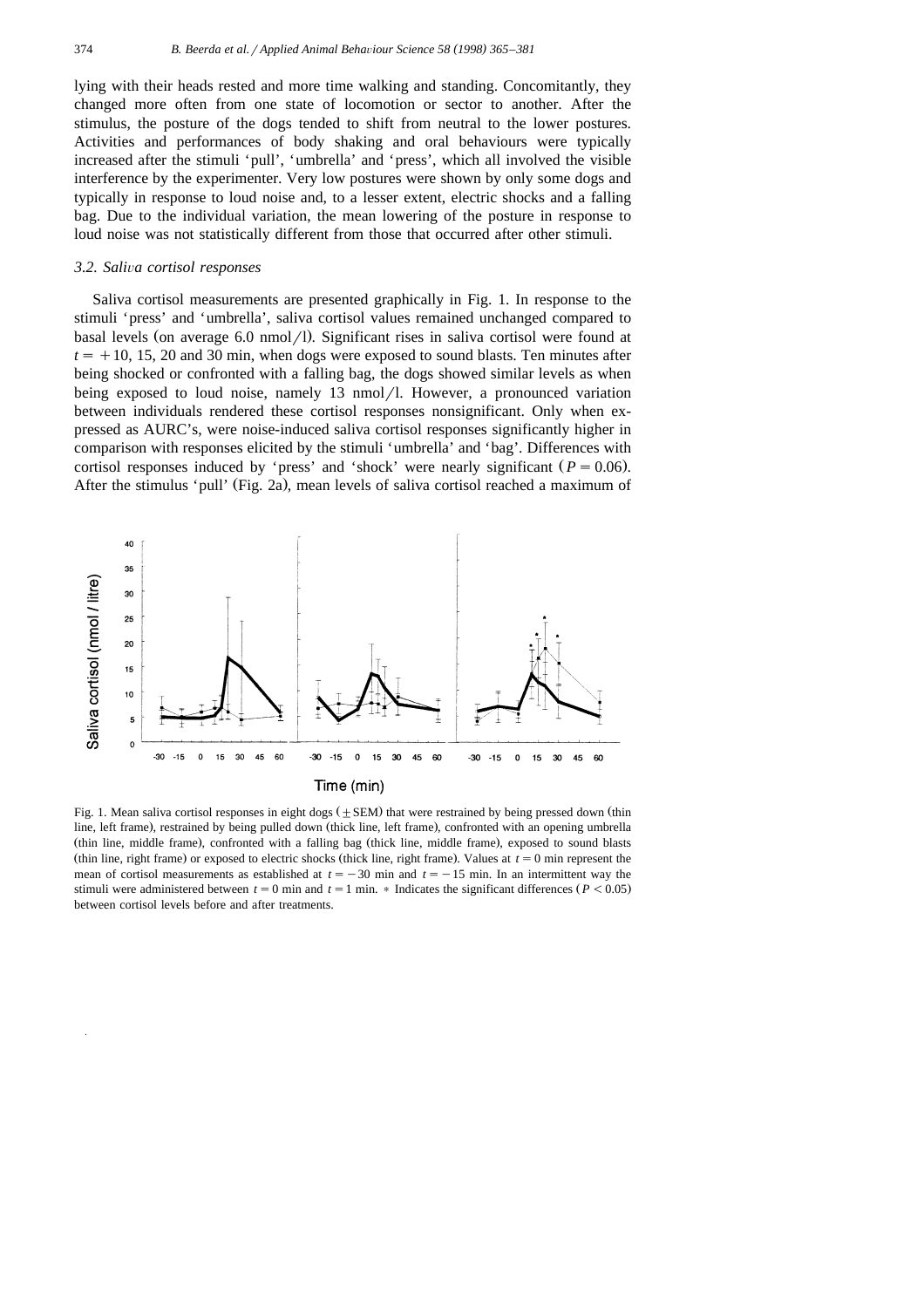lying with their heads rested and more time walking and standing. Concomitantly, they changed more often from one state of locomotion or sector to another. After the stimulus, the posture of the dogs tended to shift from neutral to the lower postures. Activities and performances of body shaking and oral behaviours were typically increased after the stimuli 'pull', 'umbrella' and 'press', which all involved the visible interference by the experimenter. Very low postures were shown by only some dogs and typically in response to loud noise and, to a lesser extent, electric shocks and a falling bag. Due to the individual variation, the mean lowering of the posture in response to loud noise was not statistically different from those that occurred after other stimuli.

### 3.2. *Saliva cortisol responses*

Saliva cortisol measurements are presented graphically in Fig. 1. In response to the stimuli 'press' and 'umbrella', saliva cortisol values remained unchanged compared to basal levels (on average 6.0 nmol/l). Significant rises in saliva cortisol were found at $t = +10$, 15, 20 and 30 min, when dogs were exposed to sound blasts. Ten minutes after being shocked or confronted with a falling bag, the dogs showed similar levels as when being exposed to loud noise, namely 13 nmol/l. However, a pronounced variation between individuals rendered these cortisol responses nonsignificant. Only when expressed as AURC's, were noise-induced saliva cortisol responses significantly higher in comparison with responses elicited by the stimuli 'umbrella' and 'bag'. Differences with cortisol responses induced by 'press' and 'shock' were nearly significant ($P = 0.06$). After the stimulus 'pull' (Fig. 2a), mean levels of saliva cortisol reached a maximum of

Fig. 1. Mean saliva cortisol responses in eight dogs ($\pm$SEM) that were restrained by being pressed down (thin line, left frame), restrained by being pulled down (thick line, left frame), confronted with an opening umbrella (thin line, middle frame), confronted with a falling bag (thick line, middle frame), exposed to sound blasts (thin line, right frame) or exposed to electric shocks (thick line, right frame). Values at $t = 0$ min represent the mean of cortisol measurements as established at $t = -30$ min and $t = -15$ min. In an intermittent way the stimuli were administered between $t = 0$ min and $t = 1$ min. * Indicates the significant differences ($P < 0.05$) between cortisol levels before and after treatments.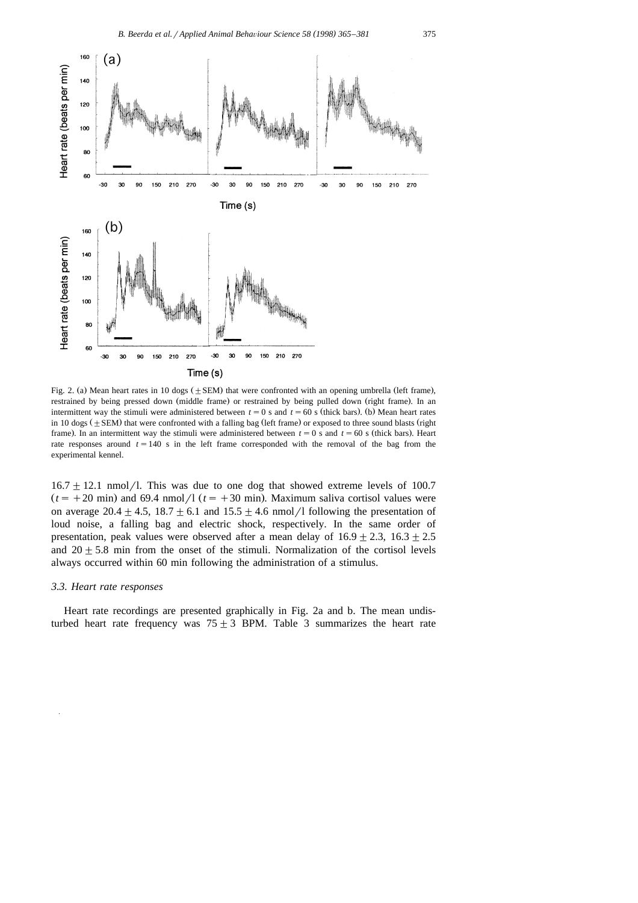Fig. 2. (a) Mean heart rates in 10 dogs (±SEM) that were confronted with an opening umbrella (left frame), restrained by being pressed down (middle frame) or restrained by being pulled down (right frame). In an intermittent way the stimuli were administered between $t = 0$ s and $t = 60$ s (thick bars). (b) Mean heart rates in 10 dogs (±SEM) that were confronted with a falling bag (left frame) or exposed to three sound blasts (right frame). In an intermittent way the stimuli were administered between $t = 0$ s and $t = 60$ s (thick bars). Heart rate responses around $t = 140$ s in the left frame corresponded with the removal of the bag from the experimental kennel.

16.7 ± 12.1 nmol/l. This was due to one dog that showed extreme levels of 100.7 ($t = +20$ min) and 69.4 nmol/l ($t = +30$ min). Maximum saliva cortisol values were on average 20.4 ± 4.5, 18.7 ± 6.1 and 15.5 ± 4.6 nmol/l following the presentation of loud noise, a falling bag and electric shock, respectively. In the same order of presentation, peak values were observed after a mean delay of 16.9 ± 2.3, 16.3 ± 2.5 and 20 ± 5.8 min from the onset of the stimuli. Normalization of the cortisol levels always occurred within 60 min following the administration of a stimulus.

### 3.3. Heart rate responses

Heart rate recordings are presented graphically in Fig. 2a and b. The mean undisturbed heart rate frequency was 75 ± 3 BPM. Table 3 summarizes the heart rate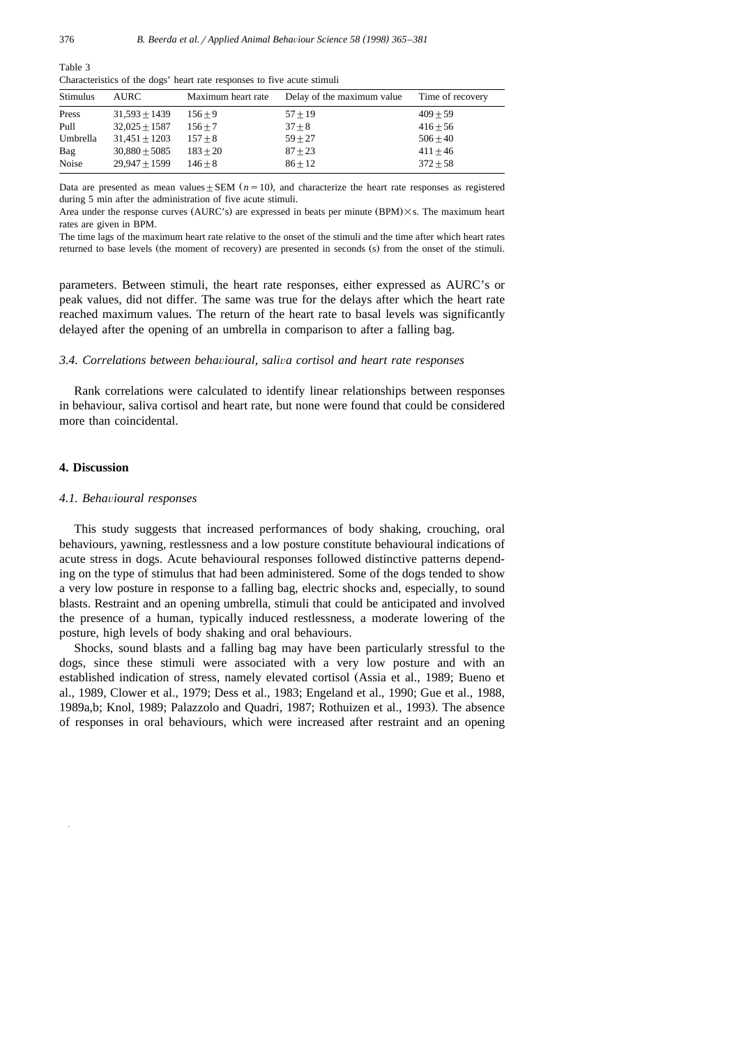Table 3
Characteristics of the dogs' heart rate responses to five acute stimuli

| Stimulus | AURC | Maximum heart rate | Delay of the maximum value | Time of recovery |
|---|---|---|---|---|
| Press | 31,593 ± 1439 | 156 ± 9 | 57 ± 19 | 409 ± 59 |
| Pull | 32,025 ± 1587 | 156 ± 7 | 37 ± 8 | 416 ± 56 |
| Umbrella | 31,451 ± 1203 | 157 ± 8 | 59 ± 27 | 506 ± 40 |
| Bag | 30,880 ± 5085 | 183 ± 20 | 87 ± 23 | 411 ± 46 |
| Noise | 29,947 ± 1599 | 146 ± 8 | 86 ± 12 | 372 ± 58 |

Data are presented as mean values ± SEM ($n = 10$), and characterize the heart rate responses as registered during 5 min after the administration of five acute stimuli.

Area under the response curves (AURC's) are expressed in beats per minute (BPM) × s. The maximum heart rates are given in BPM.

The time lags of the maximum heart rate relative to the onset of the stimuli and the time after which heart rates returned to base levels (the moment of recovery) are presented in seconds (s) from the onset of the stimuli.

parameters. Between stimuli, the heart rate responses, either expressed as AURC's or peak values, did not differ. The same was true for the delays after which the heart rate reached maximum values. The return of the heart rate to basal levels was significantly delayed after the opening of an umbrella in comparison to after a falling bag.

### 3.4. Correlations between behavioural, saliva cortisol and heart rate responses

Rank correlations were calculated to identify linear relationships between responses in behaviour, saliva cortisol and heart rate, but none were found that could be considered more than coincidental.

## 4. Discussion

### 4.1. Behavioural responses

This study suggests that increased performances of body shaking, crouching, oral behaviours, yawning, restlessness and a low posture constitute behavioural indications of acute stress in dogs. Acute behavioural responses followed distinctive patterns depending on the type of stimulus that had been administered. Some of the dogs tended to show a very low posture in response to a falling bag, electric shocks and, especially, to sound blasts. Restraint and an opening umbrella, stimuli that could be anticipated and involved the presence of a human, typically induced restlessness, a moderate lowering of the posture, high levels of body shaking and oral behaviours.

Shocks, sound blasts and a falling bag may have been particularly stressful to the dogs, since these stimuli were associated with a very low posture and with an established indication of stress, namely elevated cortisol (Assia et al., 1989; Bueno et al., 1989, Clower et al., 1979; Dess et al., 1983; Engeland et al., 1990; Gue et al., 1988, 1989a,b; Knol, 1989; Palazzolo and Quadri, 1987; Rothuizen et al., 1993). The absence of responses in oral behaviours, which were increased after restraint and an opening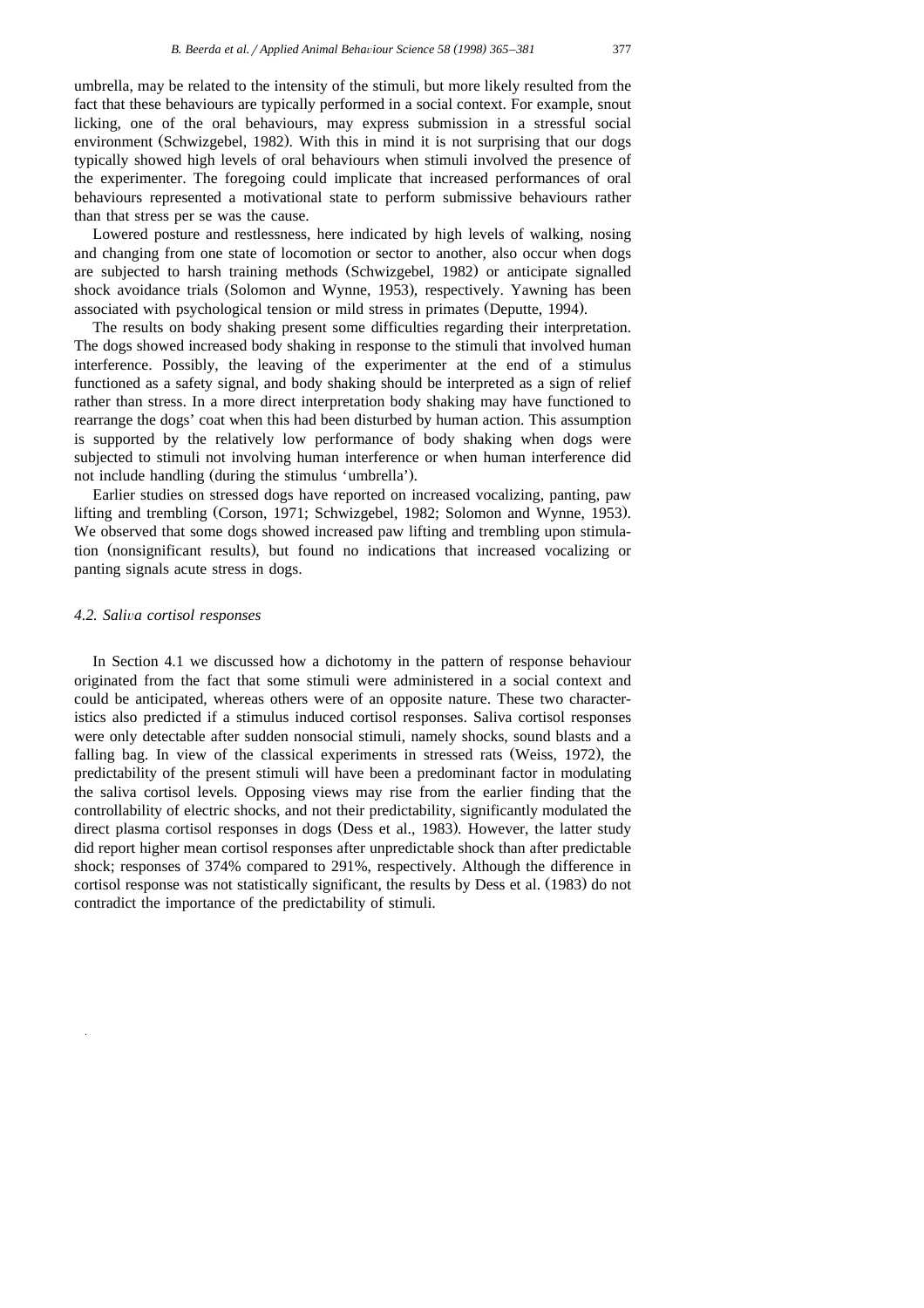umbrella, may be related to the intensity of the stimuli, but more likely resulted from the fact that these behaviours are typically performed in a social context. For example, snout licking, one of the oral behaviours, may express submission in a stressful social environment (Schwizgebel, 1982). With this in mind it is not surprising that our dogs typically showed high levels of oral behaviours when stimuli involved the presence of the experimenter. The foregoing could implicate that increased performances of oral behaviours represented a motivational state to perform submissive behaviours rather than that stress per se was the cause.

Lowered posture and restlessness, here indicated by high levels of walking, nosing and changing from one state of locomotion or sector to another, also occur when dogs are subjected to harsh training methods (Schwizgebel, 1982) or anticipate signalled shock avoidance trials (Solomon and Wynne, 1953), respectively. Yawning has been associated with psychological tension or mild stress in primates (Deputte, 1994).

The results on body shaking present some difficulties regarding their interpretation. The dogs showed increased body shaking in response to the stimuli that involved human interference. Possibly, the leaving of the experimenter at the end of a stimulus functioned as a safety signal, and body shaking should be interpreted as a sign of relief rather than stress. In a more direct interpretation body shaking may have functioned to rearrange the dogs' coat when this had been disturbed by human action. This assumption is supported by the relatively low performance of body shaking when dogs were subjected to stimuli not involving human interference or when human interference did not include handling (during the stimulus 'umbrella').

Earlier studies on stressed dogs have reported on increased vocalizing, panting, paw lifting and trembling (Corson, 1971; Schwizgebel, 1982; Solomon and Wynne, 1953). We observed that some dogs showed increased paw lifting and trembling upon stimulation (nonsignificant results), but found no indications that increased vocalizing or panting signals acute stress in dogs.

### *4.2. Saliva cortisol responses*

In Section 4.1 we discussed how a dichotomy in the pattern of response behaviour originated from the fact that some stimuli were administered in a social context and could be anticipated, whereas others were of an opposite nature. These two characteristics also predicted if a stimulus induced cortisol responses. Saliva cortisol responses were only detectable after sudden nonsocial stimuli, namely shocks, sound blasts and a falling bag. In view of the classical experiments in stressed rats (Weiss, 1972), the predictability of the present stimuli will have been a predominant factor in modulating the saliva cortisol levels. Opposing views may rise from the earlier finding that the controllability of electric shocks, and not their predictability, significantly modulated the direct plasma cortisol responses in dogs (Dess et al., 1983). However, the latter study did report higher mean cortisol responses after unpredictable shock than after predictable shock; responses of 374% compared to 291%, respectively. Although the difference in cortisol response was not statistically significant, the results by Dess et al. (1983) do not contradict the importance of the predictability of stimuli.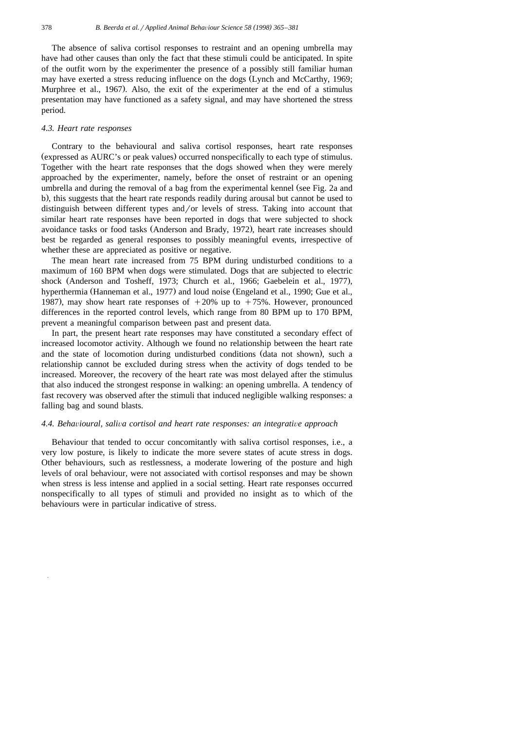The absence of saliva cortisol responses to restraint and an opening umbrella may have had other causes than only the fact that these stimuli could be anticipated. In spite of the outfit worn by the experimenter the presence of a possibly still familiar human may have exerted a stress reducing influence on the dogs (Lynch and McCarthy, 1969; Murphree et al., 1967). Also, the exit of the experimenter at the end of a stimulus presentation may have functioned as a safety signal, and may have shortened the stress period.

### *4.3. Heart rate responses*

Contrary to the behavioural and saliva cortisol responses, heart rate responses (expressed as AURC's or peak values) occurred nonspecifically to each type of stimulus. Together with the heart rate responses that the dogs showed when they were merely approached by the experimenter, namely, before the onset of restraint or an opening umbrella and during the removal of a bag from the experimental kennel (see Fig. 2a and b), this suggests that the heart rate responds readily during arousal but cannot be used to distinguish between different types and/or levels of stress. Taking into account that similar heart rate responses have been reported in dogs that were subjected to shock avoidance tasks or food tasks (Anderson and Brady, 1972), heart rate increases should best be regarded as general responses to possibly meaningful events, irrespective of whether these are appreciated as positive or negative.

The mean heart rate increased from 75 BPM during undisturbed conditions to a maximum of 160 BPM when dogs were stimulated. Dogs that are subjected to electric shock (Anderson and Tosheff, 1973; Church et al., 1966; Gaebelein et al., 1977), hyperthermia (Hanneman et al., 1977) and loud noise (Engeland et al., 1990; Gue et al., 1987), may show heart rate responses of +20% up to +75%. However, pronounced differences in the reported control levels, which range from 80 BPM up to 170 BPM, prevent a meaningful comparison between past and present data.

In part, the present heart rate responses may have constituted a secondary effect of increased locomotor activity. Although we found no relationship between the heart rate and the state of locomotion during undisturbed conditions (data not shown), such a relationship cannot be excluded during stress when the activity of dogs tended to be increased. Moreover, the recovery of the heart rate was most delayed after the stimulus that also induced the strongest response in walking: an opening umbrella. A tendency of fast recovery was observed after the stimuli that induced negligible walking responses: a falling bag and sound blasts.

### *4.4. Behavioural, saliva cortisol and heart rate responses: an integrative approach*

Behaviour that tended to occur concomitantly with saliva cortisol responses, i.e., a very low posture, is likely to indicate the more severe states of acute stress in dogs. Other behaviours, such as restlessness, a moderate lowering of the posture and high levels of oral behaviour, were not associated with cortisol responses and may be shown when stress is less intense and applied in a social setting. Heart rate responses occurred nonspecifically to all types of stimuli and provided no insight as to which of the behaviours were in particular indicative of stress.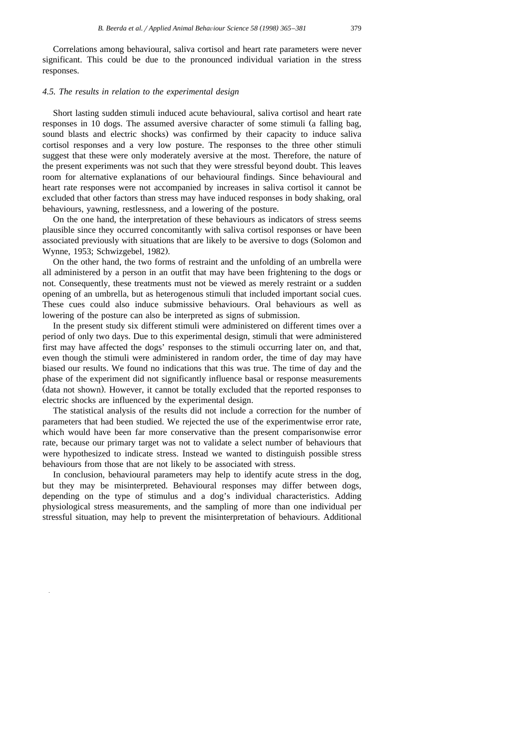Correlations among behavioural, saliva cortisol and heart rate parameters were never significant. This could be due to the pronounced individual variation in the stress responses.

### *4.5. The results in relation to the experimental design*

Short lasting sudden stimuli induced acute behavioural, saliva cortisol and heart rate responses in 10 dogs. The assumed aversive character of some stimuli (a falling bag, sound blasts and electric shocks) was confirmed by their capacity to induce saliva cortisol responses and a very low posture. The responses to the three other stimuli suggest that these were only moderately aversive at the most. Therefore, the nature of the present experiments was not such that they were stressful beyond doubt. This leaves room for alternative explanations of our behavioural findings. Since behavioural and heart rate responses were not accompanied by increases in saliva cortisol it cannot be excluded that other factors than stress may have induced responses in body shaking, oral behaviours, yawning, restlessness, and a lowering of the posture.

On the one hand, the interpretation of these behaviours as indicators of stress seems plausible since they occurred concomitantly with saliva cortisol responses or have been associated previously with situations that are likely to be aversive to dogs (Solomon and Wynne, 1953; Schwizgebel, 1982).

On the other hand, the two forms of restraint and the unfolding of an umbrella were all administered by a person in an outfit that may have been frightening to the dogs or not. Consequently, these treatments must not be viewed as merely restraint or a sudden opening of an umbrella, but as heterogenous stimuli that included important social cues. These cues could also induce submissive behaviours. Oral behaviours as well as lowering of the posture can also be interpreted as signs of submission.

In the present study six different stimuli were administered on different times over a period of only two days. Due to this experimental design, stimuli that were administered first may have affected the dogs' responses to the stimuli occurring later on, and that, even though the stimuli were administered in random order, the time of day may have biased our results. We found no indications that this was true. The time of day and the phase of the experiment did not significantly influence basal or response measurements (data not shown). However, it cannot be totally excluded that the reported responses to electric shocks are influenced by the experimental design.

The statistical analysis of the results did not include a correction for the number of parameters that had been studied. We rejected the use of the experimentwise error rate, which would have been far more conservative than the present comparisonwise error rate, because our primary target was not to validate a select number of behaviours that were hypothesized to indicate stress. Instead we wanted to distinguish possible stress behaviours from those that are not likely to be associated with stress.

In conclusion, behavioural parameters may help to identify acute stress in the dog, but they may be misinterpreted. Behavioural responses may differ between dogs, depending on the type of stimulus and a dog's individual characteristics. Adding physiological stress measurements, and the sampling of more than one individual per stressful situation, may help to prevent the misinterpretation of behaviours. Additional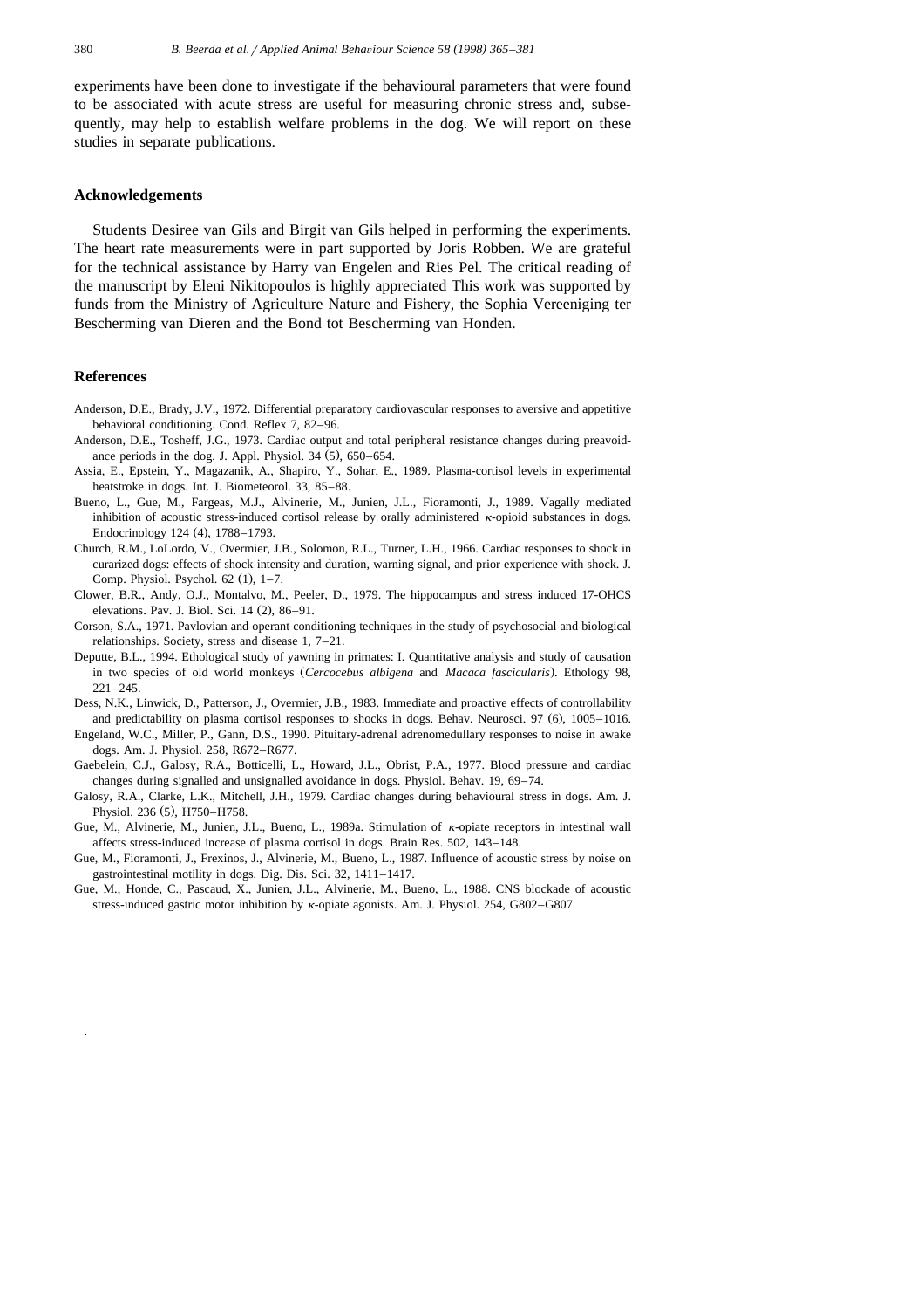experiments have been done to investigate if the behavioural parameters that were found to be associated with acute stress are useful for measuring chronic stress and, subsequently, may help to establish welfare problems in the dog. We will report on these studies in separate publications.

## Acknowledgements

Students Desiree van Gils and Birgit van Gils helped in performing the experiments. The heart rate measurements were in part supported by Joris Robben. We are grateful for the technical assistance by Harry van Engelen and Ries Pel. The critical reading of the manuscript by Eleni Nikitopoulos is highly appreciated This work was supported by funds from the Ministry of Agriculture Nature and Fishery, the Sophia Vereeniging ter Bescherming van Dieren and the Bond tot Bescherming van Honden.

## References

Anderson, D.E., Brady, J.V., 1972. Differential preparatory cardiovascular responses to aversive and appetitive behavioral conditioning. Cond. Reflex 7, 82–96.

Anderson, D.E., Tosheff, J.G., 1973. Cardiac output and total peripheral resistance changes during preavoidance periods in the dog. J. Appl. Physiol. 34 (5), 650–654.

Assia, E., Epstein, Y., Magazanik, A., Shapiro, Y., Sohar, E., 1989. Plasma-cortisol levels in experimental heatstroke in dogs. Int. J. Biometeorol. 33, 85–88.

Bueno, L., Gue, M., Fargeas, M.J., Alvinerie, M., Junien, J.L., Fioramonti, J., 1989. Vagally mediated inhibition of acoustic stress-induced cortisol release by orally administered $\kappa$-opioid substances in dogs. Endocrinology 124 (4), 1788–1793.

Church, R.M., LoLordo, V., Overmier, J.B., Solomon, R.L., Turner, L.H., 1966. Cardiac responses to shock in curarized dogs: effects of shock intensity and duration, warning signal, and prior experience with shock. J. Comp. Physiol. Psychol. 62 (1), 1–7.

Clower, B.R., Andy, O.J., Montalvo, M., Peeler, D., 1979. The hippocampus and stress induced 17-OHCS elevations. Pav. J. Biol. Sci. 14 (2), 86–91.

Corson, S.A., 1971. Pavlovian and operant conditioning techniques in the study of psychosocial and biological relationships. Society, stress and disease 1, 7–21.

Deputte, B.L., 1994. Ethological study of yawning in primates: I. Quantitative analysis and study of causation in two species of old world monkeys (*Cercocebus albigena* and *Macaca fascicularis*). Ethology 98, 221–245.

Dess, N.K., Linwick, D., Patterson, J., Overmier, J.B., 1983. Immediate and proactive effects of controllability and predictability on plasma cortisol responses to shocks in dogs. Behav. Neurosci. 97 (6), 1005–1016.

Engeland, W.C., Miller, P., Gann, D.S., 1990. Pituitary-adrenal adrenomedullary responses to noise in awake dogs. Am. J. Physiol. 258, R672–R677.

Gaebelein, C.J., Galosy, R.A., Botticelli, L., Howard, J.L., Obrist, P.A., 1977. Blood pressure and cardiac changes during signalled and unsignalled avoidance in dogs. Physiol. Behav. 19, 69–74.

Galosy, R.A., Clarke, L.K., Mitchell, J.H., 1979. Cardiac changes during behavioural stress in dogs. Am. J. Physiol. 236 (5), H750–H758.

Gue, M., Alvinerie, M., Junien, J.L., Bueno, L., 1989a. Stimulation of $\kappa$-opiate receptors in intestinal wall affects stress-induced increase of plasma cortisol in dogs. Brain Res. 502, 143–148.

Gue, M., Fioramonti, J., Frexinos, J., Alvinerie, M., Bueno, L., 1987. Influence of acoustic stress by noise on gastrointestinal motility in dogs. Dig. Dis. Sci. 32, 1411–1417.

Gue, M., Honde, C., Pascaud, X., Junien, J.L., Alvinerie, M., Bueno, L., 1988. CNS blockade of acoustic stress-induced gastric motor inhibition by $\kappa$-opiate agonists. Am. J. Physiol. 254, G802–G807.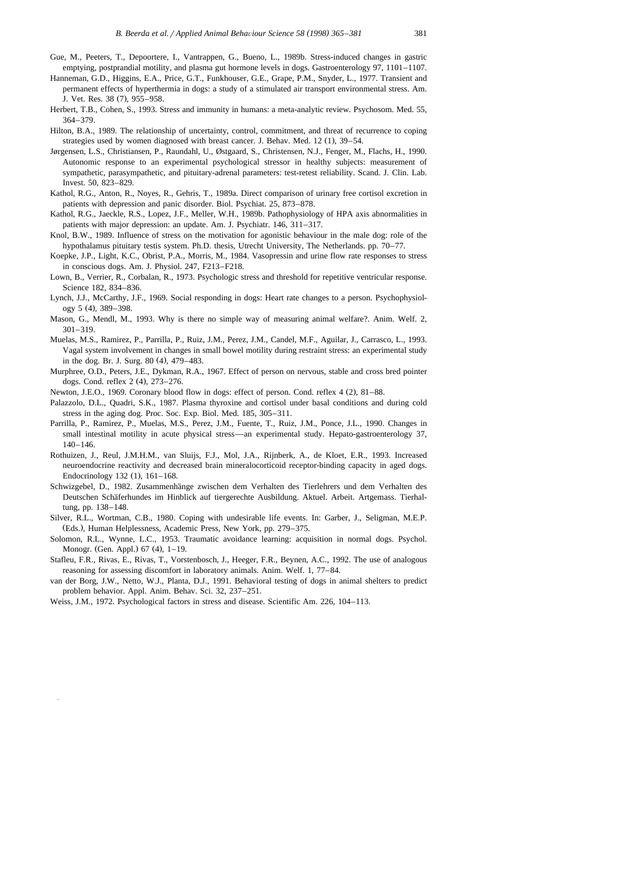Gue, M., Peeters, T., Depoortere, I., Vantrappen, G., Bueno, L., 1989b. Stress-induced changes in gastric emptying, postprandial motility, and plasma gut hormone levels in dogs. Gastroenterology 97, 1101–1107.

Hanneman, G.D., Higgins, E.A., Price, G.T., Funkhouser, G.E., Grape, P.M., Snyder, L., 1977. Transient and permanent effects of hyperthermia in dogs: a study of a stimulated air transport environmental stress. Am. J. Vet. Res. 38 (7), 955–958.

Herbert, T.B., Cohen, S., 1993. Stress and immunity in humans: a meta-analytic review. Psychosom. Med. 55, 364–379.

Hilton, B.A., 1989. The relationship of uncertainty, control, commitment, and threat of recurrence to coping strategies used by women diagnosed with breast cancer. J. Behav. Med. 12 (1), 39–54.

Jørgensen, L.S., Christiansen, P., Raundahl, U., Østgaard, S., Christensen, N.J., Fenger, M., Flachs, H., 1990. Autonomic response to an experimental psychological stressor in healthy subjects: measurement of sympathetic, parasympathetic, and pituitary-adrenal parameters: test-retest reliability. Scand. J. Clin. Lab. Invest. 50, 823–829.

Kathol, R.G., Anton, R., Noyes, R., Gehris, T., 1989a. Direct comparison of urinary free cortisol excretion in patients with depression and panic disorder. Biol. Psychiat. 25, 873–878.

Kathol, R.G., Jaeckle, R.S., Lopez, J.F., Meller, W.H., 1989b. Pathophysiology of HPA axis abnormalities in patients with major depression: an update. Am. J. Psychiatr. 146, 311–317.

Knol, B.W., 1989. Influence of stress on the motivation for agonistic behaviour in the male dog: role of the hypothalamus pituitary testis system. Ph.D. thesis, Utrecht University, The Netherlands. pp. 70–77.

Koepke, J.P., Light, K.C., Obrist, P.A., Morris, M., 1984. Vasopressin and urine flow rate responses to stress in conscious dogs. Am. J. Physiol. 247, F213–F218.

Lown, B., Verrier, R., Corbalan, R., 1973. Psychologic stress and threshold for repetitive ventricular response. Science 182, 834–836.

Lynch, J.J., McCarthy, J.F., 1969. Social responding in dogs: Heart rate changes to a person. Psychophysiology 5 (4), 389–398.

Mason, G., Mendl, M., 1993. Why is there no simple way of measuring animal welfare?. Anim. Welf. 2, 301–319.

Muelas, M.S., Ramirez, P., Parrilla, P., Ruiz, J.M., Perez, J.M., Candel, M.F., Aguilar, J., Carrasco, L., 1993. Vagal system involvement in changes in small bowel motility during restraint stress: an experimental study in the dog. Br. J. Surg. 80 (4), 479–483.

Murphree, O.D., Peters, J.E., Dykman, R.A., 1967. Effect of person on nervous, stable and cross bred pointer dogs. Cond. reflex 2 (4), 273–276.

Newton, J.E.O., 1969. Coronary blood flow in dogs: effect of person. Cond. reflex 4 (2), 81–88.

Palazzolo, D.L., Quadri, S.K., 1987. Plasma thyroxine and cortisol under basal conditions and during cold stress in the aging dog. Proc. Soc. Exp. Biol. Med. 185, 305–311.

Parrilla, P., Ramirez, P., Muelas, M.S., Perez, J.M., Fuente, T., Ruiz, J.M., Ponce, J.L., 1990. Changes in small intestinal motility in acute physical stress—an experimental study. Hepato-gastroenterology 37, 140–146.

Rothuizen, J., Reul, J.M.H.M., van Sluijs, F.J., Mol, J.A., Rijnberk, A., de Kloet, E.R., 1993. Increased neuroendocrine reactivity and decreased brain mineralocorticoid receptor-binding capacity in aged dogs. Endocrinology 132 (1), 161–168.

Schwizgebel, D., 1982. Zusammenhänge zwischen dem Verhalten des Tierlehrers und dem Verhalten des Deutschen Schäferhundes im Hinblick auf tiergerechte Ausbildung. Aktuel. Arbeit. Artgemass. Tierhaltung, pp. 138–148.

Silver, R.L., Wortman, C.B., 1980. Coping with undesirable life events. In: Garber, J., Seligman, M.E.P. (Eds.), Human Helplessness, Academic Press, New York, pp. 279–375.

Solomon, R.L., Wynne, L.C., 1953. Traumatic avoidance learning: acquisition in normal dogs. Psychol. Monogr. (Gen. Appl.) 67 (4), 1–19.

Stafleu, F.R., Rivas, E., Rivas, T., Vorstenbosch, J., Heeger, F.R., Beynen, A.C., 1992. The use of analogous reasoning for assessing discomfort in laboratory animals. Anim. Welf. 1, 77–84.

van der Borg, J.W., Netto, W.J., Planta, D.J., 1991. Behavioral testing of dogs in animal shelters to predict problem behavior. Appl. Anim. Behav. Sci. 32, 237–251.

Weiss, J.M., 1972. Psychological factors in stress and disease. Scientific Am. 226, 104–113.